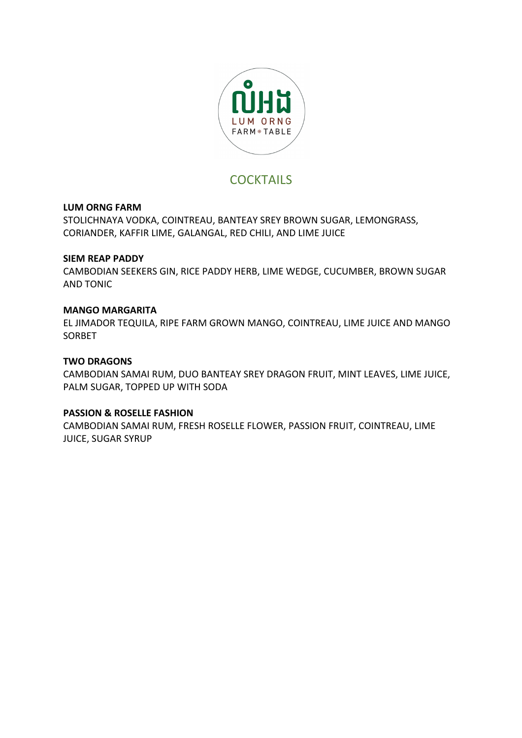លំអង

LUM ORNG

FARM * TABLE

# COCKTAILS

**LUM ORNG FARM**
STOLICHNAYA VODKA, COINTREAU, BANTEAY SREY BROWN SUGAR, LEMONGRASS, CORIANDER, KAFFIR LIME, GALANGAL, RED CHILI, AND LIME JUICE

**SIEM REAP PADDY**
CAMBODIAN SEEKERS GIN, RICE PADDY HERB, LIME WEDGE, CUCUMBER, BROWN SUGAR AND TONIC

**MANGO MARGARITA**
EL JIMADOR TEQUILA, RIPE FARM GROWN MANGO, COINTREAU, LIME JUICE AND MANGO SORBET

**TWO DRAGONS**
CAMBODIAN SAMAI RUM, DUO BANTEAY SREY DRAGON FRUIT, MINT LEAVES, LIME JUICE, PALM SUGAR, TOPPED UP WITH SODA

**PASSION & ROSELLE FASHION**
CAMBODIAN SAMAI RUM, FRESH ROSELLE FLOWER, PASSION FRUIT, COINTREAU, LIME JUICE, SUGAR SYRUP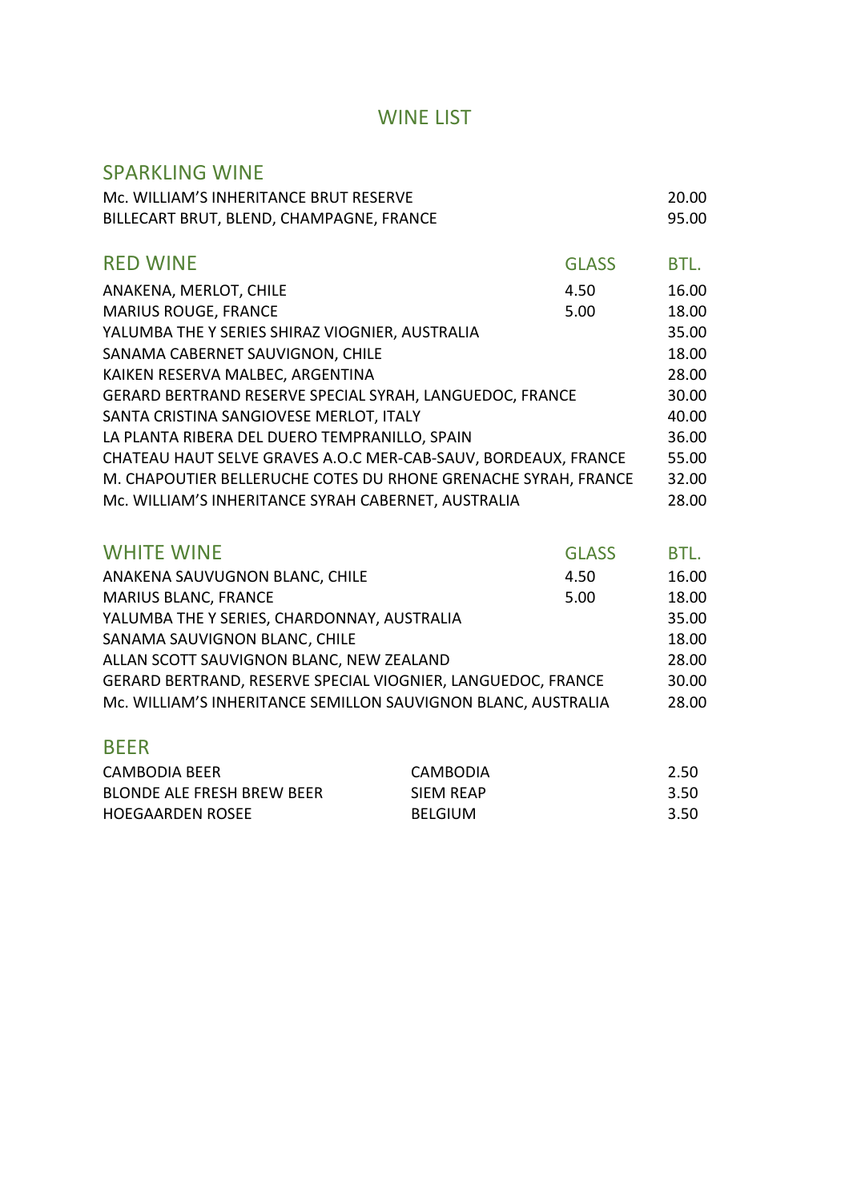# WINE LIST

## SPARKLING WINE

| | |
|---|---|
| Mc. WILLIAM'S INHERITANCE BRUT RESERVE | 20.00 |
| BILLECART BRUT, BLEND, CHAMPAGNE, FRANCE | 95.00 |

## RED WINE

| | GLASS | BTL. |
|---|---|---|
| ANAKENA, MERLOT, CHILE | 4.50 | 16.00 |
| MARIUS ROUGE, FRANCE | 5.00 | 18.00 |
| YALUMBA THE Y SERIES SHIRAZ VIOGNIER, AUSTRALIA | | 35.00 |
| SANAMA CABERNET SAUVIGNON, CHILE | | 18.00 |
| KAIKEN RESERVA MALBEC, ARGENTINA | | 28.00 |
| GERARD BERTRAND RESERVE SPECIAL SYRAH, LANGUEDOC, FRANCE | | 30.00 |
| SANTA CRISTINA SANGIOVESE MERLOT, ITALY | | 40.00 |
| LA PLANTA RIBERA DEL DUERO TEMPRANILLO, SPAIN | | 36.00 |
| CHATEAU HAUT SELVE GRAVES A.O.C MER-CAB-SAUV, BORDEAUX, FRANCE | | 55.00 |
| M. CHAPOUTIER BELLERUCHE COTES DU RHONE GRENACHE SYRAH, FRANCE | | 32.00 |
| Mc. WILLIAM'S INHERITANCE SYRAH CABERNET, AUSTRALIA | | 28.00 |

## WHITE WINE

| | GLASS | BTL. |
|---|---|---|
| ANAKENA SAUVUGNON BLANC, CHILE | 4.50 | 16.00 |
| MARIUS BLANC, FRANCE | 5.00 | 18.00 |
| YALUMBA THE Y SERIES, CHARDONNAY, AUSTRALIA | | 35.00 |
| SANAMA SAUVIGNON BLANC, CHILE | | 18.00 |
| ALLAN SCOTT SAUVIGNON BLANC, NEW ZEALAND | | 28.00 |
| GERARD BERTRAND, RESERVE SPECIAL VIOGNIER, LANGUEDOC, FRANCE | | 30.00 |
| Mc. WILLIAM'S INHERITANCE SEMILLON SAUVIGNON BLANC, AUSTRALIA | | 28.00 |

## BEER

| | | |
|---|---|---|
| CAMBODIA BEER | CAMBODIA | 2.50 |
| BLONDE ALE FRESH BREW BEER | SIEM REAP | 3.50 |
| HOEGAARDEN ROSEE | BELGIUM | 3.50 |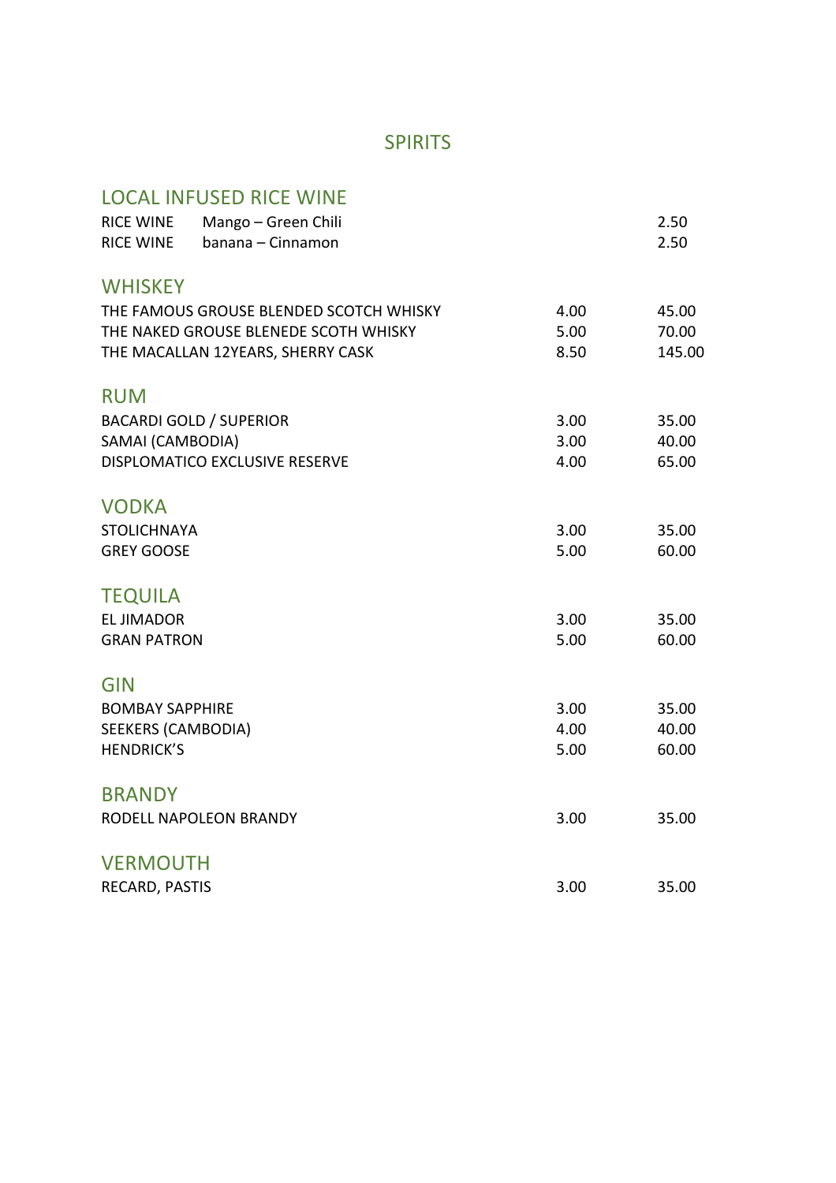# SPIRITS

## LOCAL INFUSED RICE WINE

| | | |
|---|---|---|
| RICE WINE Mango – Green Chili | | 2.50 |
| RICE WINE banana – Cinnamon | | 2.50 |

## WHISKEY

| | | |
|---|---|---|
| THE FAMOUS GROUSE BLENDED SCOTCH WHISKY | 4.00 | 45.00 |
| THE NAKED GROUSE BLENEDE SCOTH WHISKY | 5.00 | 70.00 |
| THE MACALLAN 12YEARS, SHERRY CASK | 8.50 | 145.00 |

## RUM

| | | |
|---|---|---|
| BACARDI GOLD / SUPERIOR | 3.00 | 35.00 |
| SAMAI (CAMBODIA) | 3.00 | 40.00 |
| DISPLOMATICO EXCLUSIVE RESERVE | 4.00 | 65.00 |

## VODKA

| | | |
|---|---|---|
| STOLICHNAYA | 3.00 | 35.00 |
| GREY GOOSE | 5.00 | 60.00 |

## TEQUILA

| | | |
|---|---|---|
| EL JIMADOR | 3.00 | 35.00 |
| GRAN PATRON | 5.00 | 60.00 |

## GIN

| | | |
|---|---|---|
| BOMBAY SAPPHIRE | 3.00 | 35.00 |
| SEEKERS (CAMBODIA) | 4.00 | 40.00 |
| HENDRICK'S | 5.00 | 60.00 |

## BRANDY

| | | |
|---|---|---|
| RODELL NAPOLEON BRANDY | 3.00 | 35.00 |

## VERMOUTH

| | | |
|---|---|---|
| RECARD, PASTIS | 3.00 | 35.00 |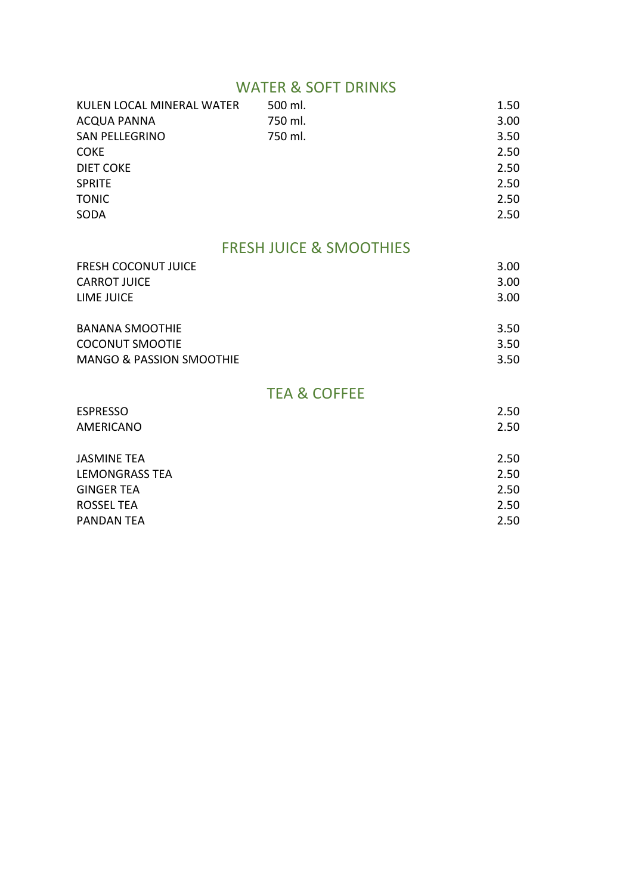## WATER & SOFT DRINKS

| | | |
|---|---|---|
| KULEN LOCAL MINERAL WATER | 500 ml. | 1.50 |
| ACQUA PANNA | 750 ml. | 3.00 |
| SAN PELLEGRINO | 750 ml. | 3.50 |
| COKE | | 2.50 |
| DIET COKE | | 2.50 |
| SPRITE | | 2.50 |
| TONIC | | 2.50 |
| SODA | | 2.50 |

## FRESH JUICE & SMOOTHIES

| | |
|---|---|
| FRESH COCONUT JUICE | 3.00 |
| CARROT JUICE | 3.00 |
| LIME JUICE | 3.00 |
| | |
| BANANA SMOOTHIE | 3.50 |
| COCONUT SMOOTIE | 3.50 |
| MANGO & PASSION SMOOTHIE | 3.50 |

## TEA & COFFEE

| | |
|---|---|
| ESPRESSO | 2.50 |
| AMERICANO | 2.50 |
| | |
| JASMINE TEA | 2.50 |
| LEMONGRASS TEA | 2.50 |
| GINGER TEA | 2.50 |
| ROSSEL TEA | 2.50 |
| PANDAN TEA | 2.50 |